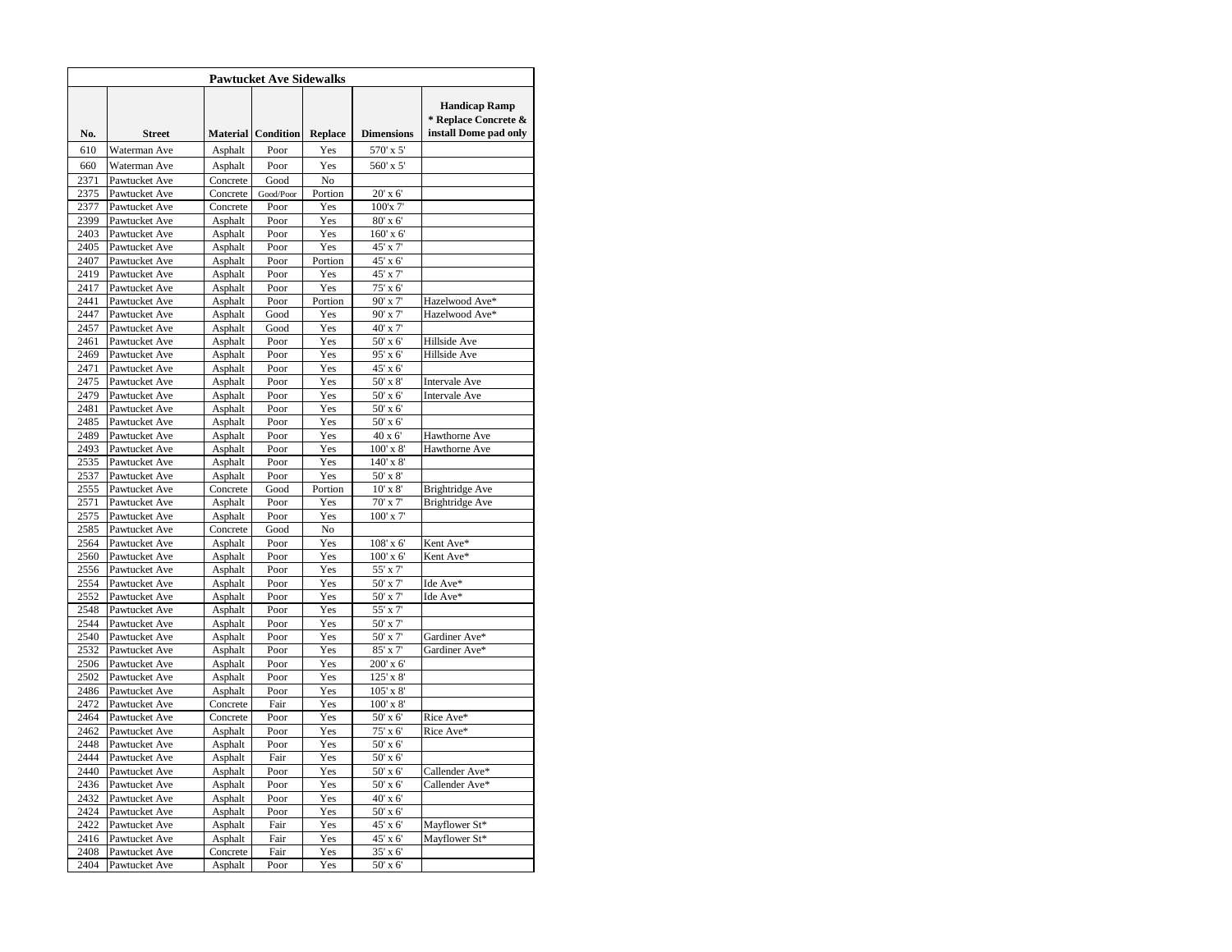| Pawtucket Ave Sidewalks | | | | | | |
|---|---|---|---|---|---|---|
| No. | Street | Material | Condition | Replace | Dimensions | Handicap Ramp * Replace Concrete & install Dome pad only |
| 610 | Waterman Ave | Asphalt | Poor | Yes | 570' x 5' | |
| 660 | Waterman Ave | Asphalt | Poor | Yes | 560' x 5' | |
| 2371 | Pawtucket Ave | Concrete | Good | No | | |
| 2375 | Pawtucket Ave | Concrete | Good/Poor | Portion | 20' x 6' | |
| 2377 | Pawtucket Ave | Concrete | Poor | Yes | 100'x 7' | |
| 2399 | Pawtucket Ave | Asphalt | Poor | Yes | 80' x 6' | |
| 2403 | Pawtucket Ave | Asphalt | Poor | Yes | 160' x 6' | |
| 2405 | Pawtucket Ave | Asphalt | Poor | Yes | 45' x 7' | |
| 2407 | Pawtucket Ave | Asphalt | Poor | Portion | 45' x 6' | |
| 2419 | Pawtucket Ave | Asphalt | Poor | Yes | 45' x 7' | |
| 2417 | Pawtucket Ave | Asphalt | Poor | Yes | 75' x 6' | |
| 2441 | Pawtucket Ave | Asphalt | Poor | Portion | 90' x 7' | Hazelwood Ave* |
| 2447 | Pawtucket Ave | Asphalt | Good | Yes | 90' x 7' | Hazelwood Ave* |
| 2457 | Pawtucket Ave | Asphalt | Good | Yes | 40' x 7' | |
| 2461 | Pawtucket Ave | Asphalt | Poor | Yes | 50' x 6' | Hillside Ave |
| 2469 | Pawtucket Ave | Asphalt | Poor | Yes | 95' x 6' | Hillside Ave |
| 2471 | Pawtucket Ave | Asphalt | Poor | Yes | 45' x 6' | |
| 2475 | Pawtucket Ave | Asphalt | Poor | Yes | 50' x 8' | Intervale Ave |
| 2479 | Pawtucket Ave | Asphalt | Poor | Yes | 50' x 6' | Intervale Ave |
| 2481 | Pawtucket Ave | Asphalt | Poor | Yes | 50' x 6' | |
| 2485 | Pawtucket Ave | Asphalt | Poor | Yes | 50' x 6' | |
| 2489 | Pawtucket Ave | Asphalt | Poor | Yes | 40 x 6' | Hawthorne Ave |
| 2493 | Pawtucket Ave | Asphalt | Poor | Yes | 100' x 8' | Hawthorne Ave |
| 2535 | Pawtucket Ave | Asphalt | Poor | Yes | 140' x 8' | |
| 2537 | Pawtucket Ave | Asphalt | Poor | Yes | 50' x 8' | |
| 2555 | Pawtucket Ave | Concrete | Good | Portion | 10' x 8' | Brightridge Ave |
| 2571 | Pawtucket Ave | Asphalt | Poor | Yes | 70' x 7' | Brightridge Ave |
| 2575 | Pawtucket Ave | Asphalt | Poor | Yes | 100' x 7' | |
| 2585 | Pawtucket Ave | Concrete | Good | No | | |
| 2564 | Pawtucket Ave | Asphalt | Poor | Yes | 108' x 6' | Kent Ave* |
| 2560 | Pawtucket Ave | Asphalt | Poor | Yes | 100' x 6' | Kent Ave* |
| 2556 | Pawtucket Ave | Asphalt | Poor | Yes | 55' x 7' | |
| 2554 | Pawtucket Ave | Asphalt | Poor | Yes | 50' x 7' | Ide Ave* |
| 2552 | Pawtucket Ave | Asphalt | Poor | Yes | 50' x 7' | Ide Ave* |
| 2548 | Pawtucket Ave | Asphalt | Poor | Yes | 55' x 7' | |
| 2544 | Pawtucket Ave | Asphalt | Poor | Yes | 50' x 7' | |
| 2540 | Pawtucket Ave | Asphalt | Poor | Yes | 50' x 7' | Gardiner Ave* |
| 2532 | Pawtucket Ave | Asphalt | Poor | Yes | 85' x 7' | Gardiner Ave* |
| 2506 | Pawtucket Ave | Asphalt | Poor | Yes | 200' x 6' | |
| 2502 | Pawtucket Ave | Asphalt | Poor | Yes | 125' x 8' | |
| 2486 | Pawtucket Ave | Asphalt | Poor | Yes | 105' x 8' | |
| 2472 | Pawtucket Ave | Concrete | Fair | Yes | 100' x 8' | |
| 2464 | Pawtucket Ave | Concrete | Poor | Yes | 50' x 6' | Rice Ave* |
| 2462 | Pawtucket Ave | Asphalt | Poor | Yes | 75' x 6' | Rice Ave* |
| 2448 | Pawtucket Ave | Asphalt | Poor | Yes | 50' x 6' | |
| 2444 | Pawtucket Ave | Asphalt | Fair | Yes | 50' x 6' | |
| 2440 | Pawtucket Ave | Asphalt | Poor | Yes | 50' x 6' | Callender Ave* |
| 2436 | Pawtucket Ave | Asphalt | Poor | Yes | 50' x 6' | Callender Ave* |
| 2432 | Pawtucket Ave | Asphalt | Poor | Yes | 40' x 6' | |
| 2424 | Pawtucket Ave | Asphalt | Poor | Yes | 50' x 6' | |
| 2422 | Pawtucket Ave | Asphalt | Fair | Yes | 45' x 6' | Mayflower St* |
| 2416 | Pawtucket Ave | Asphalt | Fair | Yes | 45' x 6' | Mayflower St* |
| 2408 | Pawtucket Ave | Concrete | Fair | Yes | 35' x 6' | |
| 2404 | Pawtucket Ave | Asphalt | Poor | Yes | 50' x 6' | |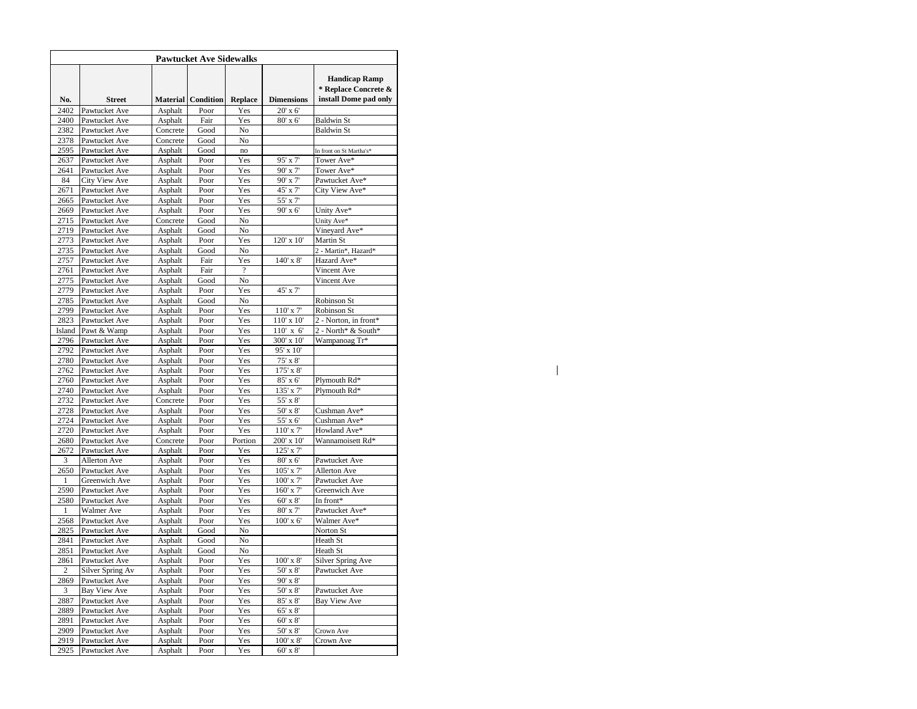| Pawtucket Ave Sidewalks | | | | | | |
|---|---|---|---|---|---|---|
| No. | Street | Material | Condition | Replace | Dimensions | Handicap Ramp * Replace Concrete & install Dome pad only |
| 2402 | Pawtucket Ave | Asphalt | Poor | Yes | 20' x 6' | |
| 2400 | Pawtucket Ave | Asphalt | Fair | Yes | 80' x 6' | Baldwin St |
| 2382 | Pawtucket Ave | Concrete | Good | No | | Baldwin St |
| 2378 | Pawtucket Ave | Concrete | Good | No | | |
| 2595 | Pawtucket Ave | Asphalt | Good | no | | In front on St Martha's* |
| 2637 | Pawtucket Ave | Asphalt | Poor | Yes | 95' x 7' | Tower Ave* |
| 2641 | Pawtucket Ave | Asphalt | Poor | Yes | 90' x 7' | Tower Ave* |
| 84 | City View Ave | Asphalt | Poor | Yes | 90' x 7' | Pawtucket Ave* |
| 2671 | Pawtucket Ave | Asphalt | Poor | Yes | 45' x 7' | City View Ave* |
| 2665 | Pawtucket Ave | Asphalt | Poor | Yes | 55' x 7' | |
| 2669 | Pawtucket Ave | Asphalt | Poor | Yes | 90' x 6' | Unity Ave* |
| 2715 | Pawtucket Ave | Concrete | Good | No | | Unity Ave* |
| 2719 | Pawtucket Ave | Asphalt | Good | No | | Vineyard Ave* |
| 2773 | Pawtucket Ave | Asphalt | Poor | Yes | 120' x 10' | Martin St |
| 2735 | Pawtucket Ave | Asphalt | Good | No | | 2 - Martin*, Hazard* |
| 2757 | Pawtucket Ave | Asphalt | Fair | Yes | 140' x 8' | Hazard Ave* |
| 2761 | Pawtucket Ave | Asphalt | Fair | ? | | Vincent Ave |
| 2775 | Pawtucket Ave | Asphalt | Good | No | | Vincent Ave |
| 2779 | Pawtucket Ave | Asphalt | Poor | Yes | 45' x 7' | |
| 2785 | Pawtucket Ave | Asphalt | Good | No | | Robinson St |
| 2799 | Pawtucket Ave | Asphalt | Poor | Yes | 110' x 7' | Robinson St |
| 2823 | Pawtucket Ave | Asphalt | Poor | Yes | 110' x 10' | 2 - Norton, in front* |
| Island | Pawt & Wamp | Asphalt | Poor | Yes | 110' x 6' | 2 - North* & South* |
| 2796 | Pawtucket Ave | Asphalt | Poor | Yes | 300' x 10' | Wampanoag Tr* |
| 2792 | Pawtucket Ave | Asphalt | Poor | Yes | 95' x 10' | |
| 2780 | Pawtucket Ave | Asphalt | Poor | Yes | 75' x 8' | |
| 2762 | Pawtucket Ave | Asphalt | Poor | Yes | 175' x 8' | |
| 2760 | Pawtucket Ave | Asphalt | Poor | Yes | 85' x 6' | Plymouth Rd* |
| 2740 | Pawtucket Ave | Asphalt | Poor | Yes | 135' x 7' | Plymouth Rd* |
| 2732 | Pawtucket Ave | Concrete | Poor | Yes | 55' x 8' | |
| 2728 | Pawtucket Ave | Asphalt | Poor | Yes | 50' x 8' | Cushman Ave* |
| 2724 | Pawtucket Ave | Asphalt | Poor | Yes | 55' x 6' | Cushman Ave* |
| 2720 | Pawtucket Ave | Asphalt | Poor | Yes | 110' x 7' | Howland Ave* |
| 2680 | Pawtucket Ave | Concrete | Poor | Portion | 200' x 10' | Wannamoisett Rd* |
| 2672 | Pawtucket Ave | Asphalt | Poor | Yes | 125' x 7' | |
| 3 | Allerton Ave | Asphalt | Poor | Yes | 80' x 6' | Pawtucket Ave |
| 2650 | Pawtucket Ave | Asphalt | Poor | Yes | 105' x 7' | Allerton Ave |
| 1 | Greenwich Ave | Asphalt | Poor | Yes | 100' x 7' | Pawtucket Ave |
| 2590 | Pawtucket Ave | Asphalt | Poor | Yes | 160' x 7' | Greenwich Ave |
| 2580 | Pawtucket Ave | Asphalt | Poor | Yes | 60' x 8' | In front* |
| 1 | Walmer Ave | Asphalt | Poor | Yes | 80' x 7' | Pawtucket Ave* |
| 2568 | Pawtucket Ave | Asphalt | Poor | Yes | 100' x 6' | Walmer Ave* |
| 2825 | Pawtucket Ave | Asphalt | Good | No | | Norton St |
| 2841 | Pawtucket Ave | Asphalt | Good | No | | Heath St |
| 2851 | Pawtucket Ave | Asphalt | Good | No | | Heath St |
| 2861 | Pawtucket Ave | Asphalt | Poor | Yes | 100' x 8' | Silver Spring Ave |
| 2 | Silver Spring Av | Asphalt | Poor | Yes | 50' x 8' | Pawtucket Ave |
| 2869 | Pawtucket Ave | Asphalt | Poor | Yes | 90' x 8' | |
| 3 | Bay View Ave | Asphalt | Poor | Yes | 50' x 8' | Pawtucket Ave |
| 2887 | Pawtucket Ave | Asphalt | Poor | Yes | 85' x 8' | Bay View Ave |
| 2889 | Pawtucket Ave | Asphalt | Poor | Yes | 65' x 8' | |
| 2891 | Pawtucket Ave | Asphalt | Poor | Yes | 60' x 8' | |
| 2909 | Pawtucket Ave | Asphalt | Poor | Yes | 50' x 8' | Crown Ave |
| 2919 | Pawtucket Ave | Asphalt | Poor | Yes | 100' x 8' | Crown Ave |
| 2925 | Pawtucket Ave | Asphalt | Poor | Yes | 60' x 8' | |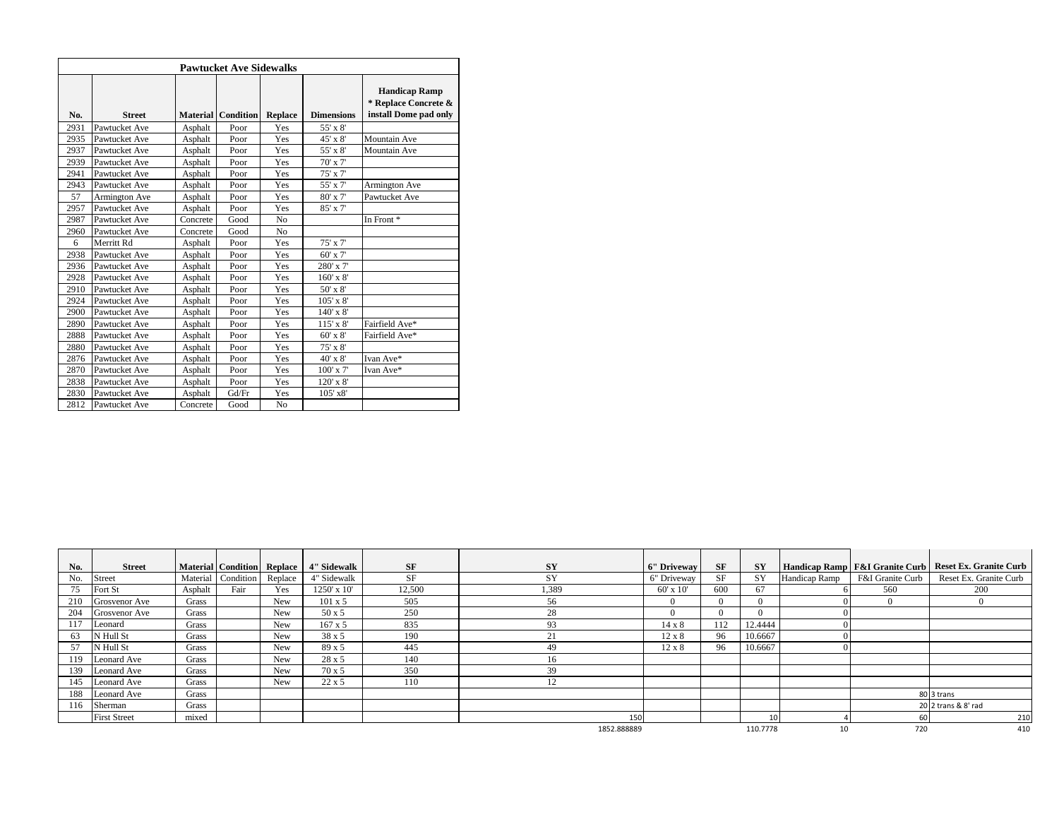| Pawtucket Ave Sidewalks | | | | | | |
|---|---|---|---|---|---|---|
| **No.** | **Street** | **Material** | **Condition** | **Replace** | **Dimensions** | **Handicap Ramp * Replace Concrete & install Dome pad only** |
| 2931 | Pawtucket Ave | Asphalt | Poor | Yes | 55' x 8' | |
| 2935 | Pawtucket Ave | Asphalt | Poor | Yes | 45' x 8' | Mountain Ave |
| 2937 | Pawtucket Ave | Asphalt | Poor | Yes | 55' x 8' | Mountain Ave |
| 2939 | Pawtucket Ave | Asphalt | Poor | Yes | 70' x 7' | |
| 2941 | Pawtucket Ave | Asphalt | Poor | Yes | 75' x 7' | |
| 2943 | Pawtucket Ave | Asphalt | Poor | Yes | 55' x 7' | Armington Ave |
| 57 | Armington Ave | Asphalt | Poor | Yes | 80' x 7' | Pawtucket Ave |
| 2957 | Pawtucket Ave | Asphalt | Poor | Yes | 85' x 7' | |
| 2987 | Pawtucket Ave | Concrete | Good | No | | In Front * |
| 2960 | Pawtucket Ave | Concrete | Good | No | | |
| 6 | Merritt Rd | Asphalt | Poor | Yes | 75' x 7' | |
| 2938 | Pawtucket Ave | Asphalt | Poor | Yes | 60' x 7' | |
| 2936 | Pawtucket Ave | Asphalt | Poor | Yes | 280' x 7' | |
| 2928 | Pawtucket Ave | Asphalt | Poor | Yes | 160' x 8' | |
| 2910 | Pawtucket Ave | Asphalt | Poor | Yes | 50' x 8' | |
| 2924 | Pawtucket Ave | Asphalt | Poor | Yes | 105' x 8' | |
| 2900 | Pawtucket Ave | Asphalt | Poor | Yes | 140' x 8' | |
| 2890 | Pawtucket Ave | Asphalt | Poor | Yes | 115' x 8' | Fairfield Ave* |
| 2888 | Pawtucket Ave | Asphalt | Poor | Yes | 60' x 8' | Fairfield Ave* |
| 2880 | Pawtucket Ave | Asphalt | Poor | Yes | 75' x 8' | |
| 2876 | Pawtucket Ave | Asphalt | Poor | Yes | 40' x 8' | Ivan Ave* |
| 2870 | Pawtucket Ave | Asphalt | Poor | Yes | 100' x 7' | Ivan Ave* |
| 2838 | Pawtucket Ave | Asphalt | Poor | Yes | 120' x 8' | |
| 2830 | Pawtucket Ave | Asphalt | Gd/Fr | Yes | 105' x8' | |
| 2812 | Pawtucket Ave | Concrete | Good | No | | |

| No. | Street | Material | Condition | Replace | 4" Sidewalk | SF | SY | 6" Driveway | SF | SY | Handicap Ramp | F&I Granite Curb | Reset Ex. Granite Curb |
|---|---|---|---|---|---|---|---|---|---|---|---|---|---|
| No. | Street | Material | Condition | Replace | 4" Sidewalk | SF | SY | 6" Driveway | SF | SY | Handicap Ramp | F&I Granite Curb | Reset Ex. Granite Curb |
| 75 | Fort St | Asphalt | Fair | Yes | 1250' x 10' | 12,500 | 1,389 | 60' x 10' | 600 | 67 | 6 | 560 | 200 |
| 210 | Grosvenor Ave | Grass | | New | 101 x 5 | 505 | 56 | 0 | 0 | 0 | 0 | 0 | 0 |
| 204 | Grosvenor Ave | Grass | | New | 50 x 5 | 250 | 28 | 0 | 0 | 0 | 0 | | |
| 117 | Leonard | Grass | | New | 167 x 5 | 835 | 93 | 14 x 8 | 112 | 12.4444 | 0 | | |
| 63 | N Hull St | Grass | | New | 38 x 5 | 190 | 21 | 12 x 8 | 96 | 10.6667 | 0 | | |
| 57 | N Hull St | Grass | | New | 89 x 5 | 445 | 49 | 12 x 8 | 96 | 10.6667 | 0 | | |
| 119 | Leonard Ave | Grass | | New | 28 x 5 | 140 | 16 | | | | | | |
| 139 | Leonard Ave | Grass | | New | 70 x 5 | 350 | 39 | | | | | | |
| 145 | Leonard Ave | Grass | | New | 22 x 5 | 110 | 12 | | | | | | |
| 188 | Leonard Ave | Grass | | | | | | | | | | 80 | 3 trans |
| 116 | Sherman | Grass | | | | | | | | | | 20 | 2 trans & 8' rad |
| | First Street | mixed | | | | | 150 | | | 10 | 4 | 60 | 210 |
| | | | | | | | 1852.888889 | | | 110.7778 | 10 | 720 | 410 |